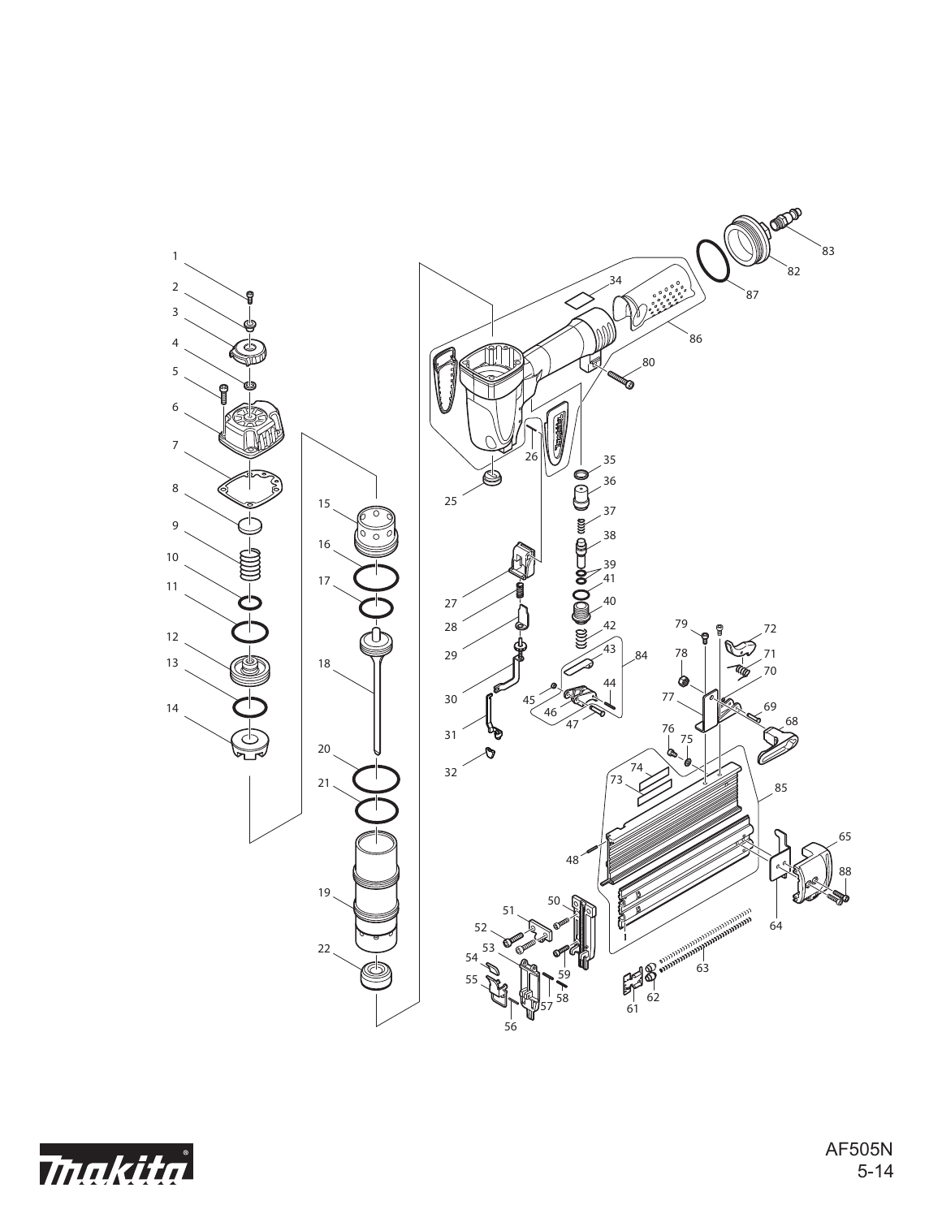AF505N

5-14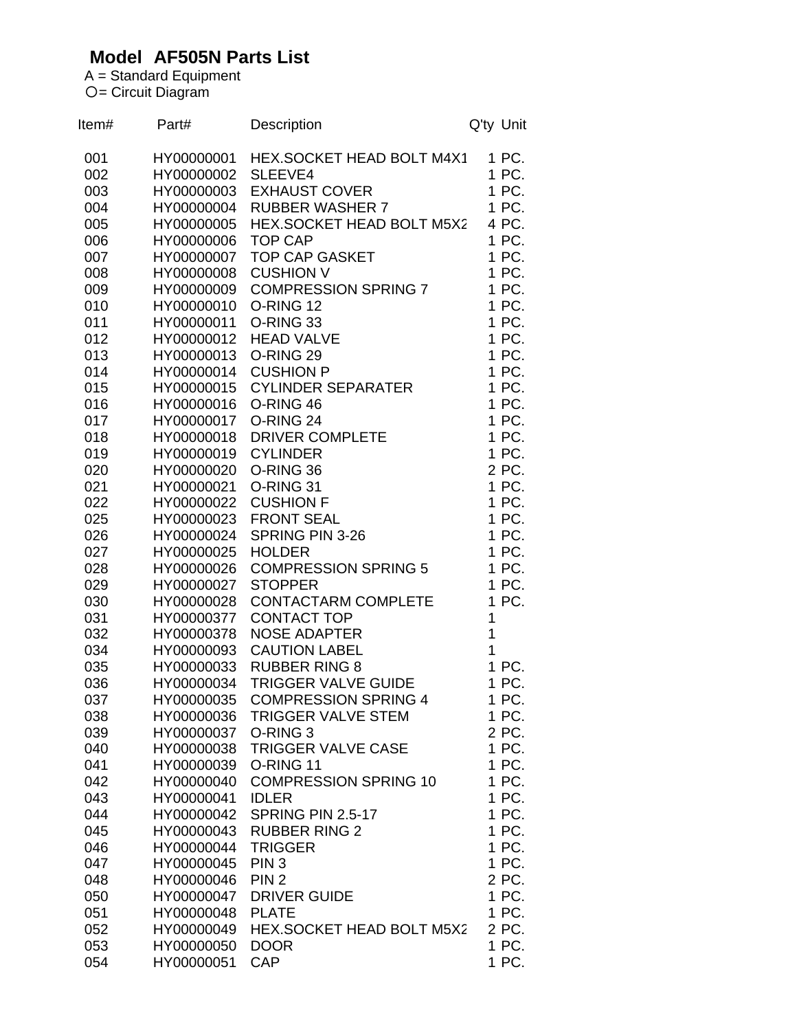# Model AF505N Parts List

A = Standard Equipment
○= Circuit Diagram

| Item# | Part# | Description | Q'ty | Unit |
|---|---|---|---|---|
| 001 | HY00000001 | HEX.SOCKET HEAD BOLT M4X1 | 1 | PC. |
| 002 | HY00000002 | SLEEVE4 | 1 | PC. |
| 003 | HY00000003 | EXHAUST COVER | 1 | PC. |
| 004 | HY00000004 | RUBBER WASHER 7 | 1 | PC. |
| 005 | HY00000005 | HEX.SOCKET HEAD BOLT M5X2 | 4 | PC. |
| 006 | HY00000006 | TOP CAP | 1 | PC. |
| 007 | HY00000007 | TOP CAP GASKET | 1 | PC. |
| 008 | HY00000008 | CUSHION V | 1 | PC. |
| 009 | HY00000009 | COMPRESSION SPRING 7 | 1 | PC. |
| 010 | HY00000010 | O-RING 12 | 1 | PC. |
| 011 | HY00000011 | O-RING 33 | 1 | PC. |
| 012 | HY00000012 | HEAD VALVE | 1 | PC. |
| 013 | HY00000013 | O-RING 29 | 1 | PC. |
| 014 | HY00000014 | CUSHION P | 1 | PC. |
| 015 | HY00000015 | CYLINDER SEPARATER | 1 | PC. |
| 016 | HY00000016 | O-RING 46 | 1 | PC. |
| 017 | HY00000017 | O-RING 24 | 1 | PC. |
| 018 | HY00000018 | DRIVER COMPLETE | 1 | PC. |
| 019 | HY00000019 | CYLINDER | 1 | PC. |
| 020 | HY00000020 | O-RING 36 | 2 | PC. |
| 021 | HY00000021 | O-RING 31 | 1 | PC. |
| 022 | HY00000022 | CUSHION F | 1 | PC. |
| 025 | HY00000023 | FRONT SEAL | 1 | PC. |
| 026 | HY00000024 | SPRING PIN 3-26 | 1 | PC. |
| 027 | HY00000025 | HOLDER | 1 | PC. |
| 028 | HY00000026 | COMPRESSION SPRING 5 | 1 | PC. |
| 029 | HY00000027 | STOPPER | 1 | PC. |
| 030 | HY00000028 | CONTACTARM COMPLETE | 1 | PC. |
| 031 | HY00000377 | CONTACT TOP | 1 | |
| 032 | HY00000378 | NOSE ADAPTER | 1 | |
| 034 | HY00000093 | CAUTION LABEL | 1 | |
| 035 | HY00000033 | RUBBER RING 8 | 1 | PC. |
| 036 | HY00000034 | TRIGGER VALVE GUIDE | 1 | PC. |
| 037 | HY00000035 | COMPRESSION SPRING 4 | 1 | PC. |
| 038 | HY00000036 | TRIGGER VALVE STEM | 1 | PC. |
| 039 | HY00000037 | O-RING 3 | 2 | PC. |
| 040 | HY00000038 | TRIGGER VALVE CASE | 1 | PC. |
| 041 | HY00000039 | O-RING 11 | 1 | PC. |
| 042 | HY00000040 | COMPRESSION SPRING 10 | 1 | PC. |
| 043 | HY00000041 | IDLER | 1 | PC. |
| 044 | HY00000042 | SPRING PIN 2.5-17 | 1 | PC. |
| 045 | HY00000043 | RUBBER RING 2 | 1 | PC. |
| 046 | HY00000044 | TRIGGER | 1 | PC. |
| 047 | HY00000045 | PIN 3 | 1 | PC. |
| 048 | HY00000046 | PIN 2 | 2 | PC. |
| 050 | HY00000047 | DRIVER GUIDE | 1 | PC. |
| 051 | HY00000048 | PLATE | 1 | PC. |
| 052 | HY00000049 | HEX.SOCKET HEAD BOLT M5X2 | 2 | PC. |
| 053 | HY00000050 | DOOR | 1 | PC. |
| 054 | HY00000051 | CAP | 1 | PC. |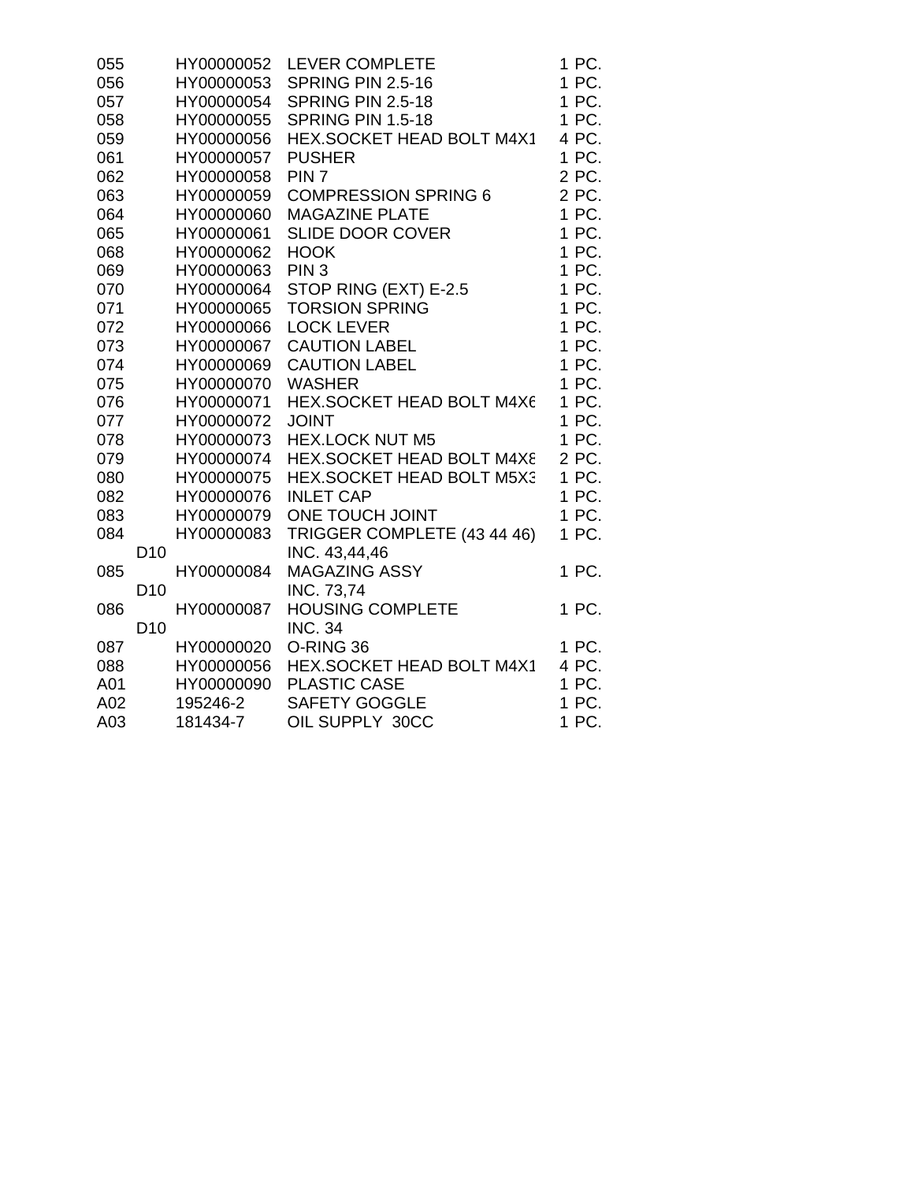| | | | | |
|---|---|---|---|---|
| 055 | | HY00000052 | LEVER COMPLETE | 1 PC. |
| 056 | | HY00000053 | SPRING PIN 2.5-16 | 1 PC. |
| 057 | | HY00000054 | SPRING PIN 2.5-18 | 1 PC. |
| 058 | | HY00000055 | SPRING PIN 1.5-18 | 1 PC. |
| 059 | | HY00000056 | HEX.SOCKET HEAD BOLT M4X1 | 4 PC. |
| 061 | | HY00000057 | PUSHER | 1 PC. |
| 062 | | HY00000058 | PIN 7 | 2 PC. |
| 063 | | HY00000059 | COMPRESSION SPRING 6 | 2 PC. |
| 064 | | HY00000060 | MAGAZINE PLATE | 1 PC. |
| 065 | | HY00000061 | SLIDE DOOR COVER | 1 PC. |
| 068 | | HY00000062 | HOOK | 1 PC. |
| 069 | | HY00000063 | PIN 3 | 1 PC. |
| 070 | | HY00000064 | STOP RING (EXT) E-2.5 | 1 PC. |
| 071 | | HY00000065 | TORSION SPRING | 1 PC. |
| 072 | | HY00000066 | LOCK LEVER | 1 PC. |
| 073 | | HY00000067 | CAUTION LABEL | 1 PC. |
| 074 | | HY00000069 | CAUTION LABEL | 1 PC. |
| 075 | | HY00000070 | WASHER | 1 PC. |
| 076 | | HY00000071 | HEX.SOCKET HEAD BOLT M4X6 | 1 PC. |
| 077 | | HY00000072 | JOINT | 1 PC. |
| 078 | | HY00000073 | HEX.LOCK NUT M5 | 1 PC. |
| 079 | | HY00000074 | HEX.SOCKET HEAD BOLT M4X8 | 2 PC. |
| 080 | | HY00000075 | HEX.SOCKET HEAD BOLT M5X3 | 1 PC. |
| 082 | | HY00000076 | INLET CAP | 1 PC. |
| 083 | | HY00000079 | ONE TOUCH JOINT | 1 PC. |
| 084 | | HY00000083 | TRIGGER COMPLETE (43 44 46) | 1 PC. |
| | D10 | | INC. 43,44,46 | |
| 085 | | HY00000084 | MAGAZING ASSY | 1 PC. |
| | D10 | | INC. 73,74 | |
| 086 | | HY00000087 | HOUSING COMPLETE | 1 PC. |
| | D10 | | INC. 34 | |
| 087 | | HY00000020 | O-RING 36 | 1 PC. |
| 088 | | HY00000056 | HEX.SOCKET HEAD BOLT M4X1 | 4 PC. |
| A01 | | HY00000090 | PLASTIC CASE | 1 PC. |
| A02 | | 195246-2 | SAFETY GOGGLE | 1 PC. |
| A03 | | 181434-7 | OIL SUPPLY 30CC | 1 PC. |